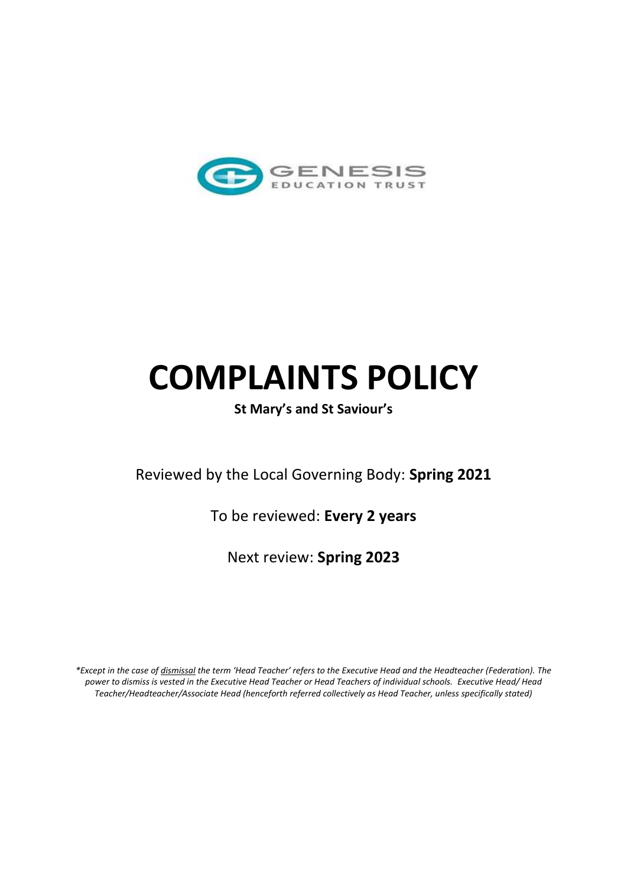GENESIS
EDUCATION TRUST

# COMPLAINTS POLICY

**St Mary's and St Saviour's**

Reviewed by the Local Governing Body: **Spring 2021**

To be reviewed: **Every 2 years**

Next review: **Spring 2023**

*\*Except in the case of dismissal the term 'Head Teacher' refers to the Executive Head and the Headteacher (Federation). The power to dismiss is vested in the Executive Head Teacher or Head Teachers of individual schools. Executive Head/ Head Teacher/Headteacher/Associate Head (henceforth referred collectively as Head Teacher, unless specifically stated)*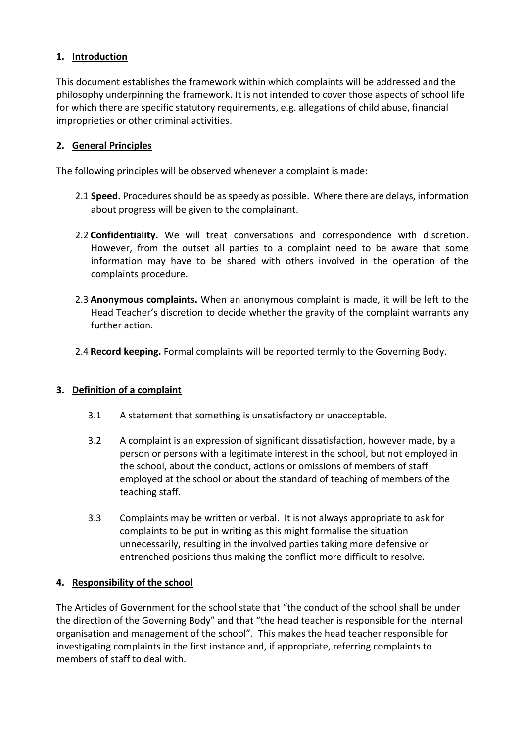## 1. Introduction

This document establishes the framework within which complaints will be addressed and the philosophy underpinning the framework. It is not intended to cover those aspects of school life for which there are specific statutory requirements, e.g. allegations of child abuse, financial improprieties or other criminal activities.

## 2. General Principles

The following principles will be observed whenever a complaint is made:

2.1 **Speed.** Procedures should be as speedy as possible. Where there are delays, information about progress will be given to the complainant.

2.2 **Confidentiality.** We will treat conversations and correspondence with discretion. However, from the outset all parties to a complaint need to be aware that some information may have to be shared with others involved in the operation of the complaints procedure.

2.3 **Anonymous complaints.** When an anonymous complaint is made, it will be left to the Head Teacher's discretion to decide whether the gravity of the complaint warrants any further action.

2.4 **Record keeping.** Formal complaints will be reported termly to the Governing Body.

## 3. Definition of a complaint

3.1 A statement that something is unsatisfactory or unacceptable.

3.2 A complaint is an expression of significant dissatisfaction, however made, by a person or persons with a legitimate interest in the school, but not employed in the school, about the conduct, actions or omissions of members of staff employed at the school or about the standard of teaching of members of the teaching staff.

3.3 Complaints may be written or verbal. It is not always appropriate to ask for complaints to be put in writing as this might formalise the situation unnecessarily, resulting in the involved parties taking more defensive or entrenched positions thus making the conflict more difficult to resolve.

## 4. Responsibility of the school

The Articles of Government for the school state that "the conduct of the school shall be under the direction of the Governing Body" and that "the head teacher is responsible for the internal organisation and management of the school". This makes the head teacher responsible for investigating complaints in the first instance and, if appropriate, referring complaints to members of staff to deal with.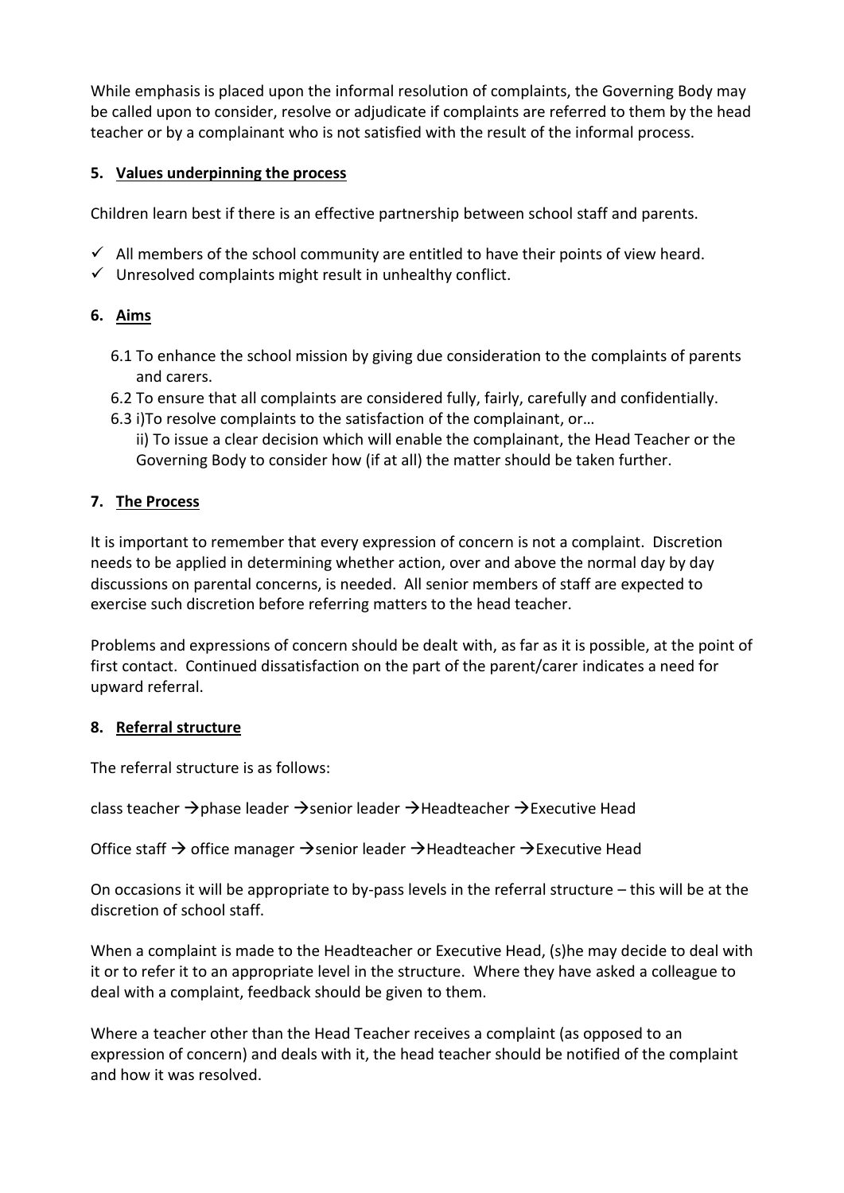While emphasis is placed upon the informal resolution of complaints, the Governing Body may be called upon to consider, resolve or adjudicate if complaints are referred to them by the head teacher or by a complainant who is not satisfied with the result of the informal process.

## 5. Values underpinning the process

Children learn best if there is an effective partnership between school staff and parents.

- ✓ All members of the school community are entitled to have their points of view heard.
- ✓ Unresolved complaints might result in unhealthy conflict.

## 6. Aims

6.1 To enhance the school mission by giving due consideration to the complaints of parents and carers.

6.2 To ensure that all complaints are considered fully, fairly, carefully and confidentially.

6.3 i)To resolve complaints to the satisfaction of the complainant, or…
ii) To issue a clear decision which will enable the complainant, the Head Teacher or the Governing Body to consider how (if at all) the matter should be taken further.

## 7. The Process

It is important to remember that every expression of concern is not a complaint. Discretion needs to be applied in determining whether action, over and above the normal day by day discussions on parental concerns, is needed. All senior members of staff are expected to exercise such discretion before referring matters to the head teacher.

Problems and expressions of concern should be dealt with, as far as it is possible, at the point of first contact. Continued dissatisfaction on the part of the parent/carer indicates a need for upward referral.

## 8. Referral structure

The referral structure is as follows:

class teacher → phase leader → senior leader → Headteacher → Executive Head

Office staff → office manager → senior leader → Headteacher → Executive Head

On occasions it will be appropriate to by-pass levels in the referral structure – this will be at the discretion of school staff.

When a complaint is made to the Headteacher or Executive Head, (s)he may decide to deal with it or to refer it to an appropriate level in the structure. Where they have asked a colleague to deal with a complaint, feedback should be given to them.

Where a teacher other than the Head Teacher receives a complaint (as opposed to an expression of concern) and deals with it, the head teacher should be notified of the complaint and how it was resolved.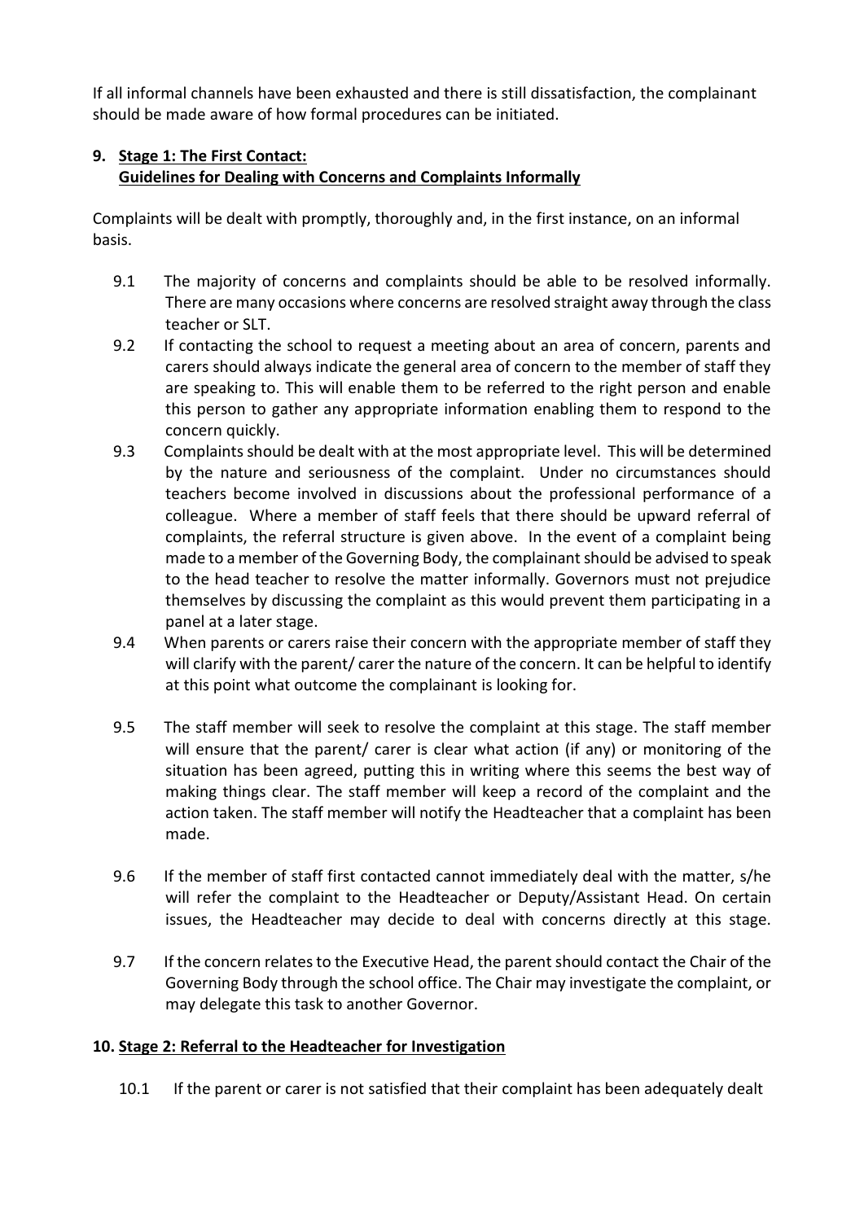If all informal channels have been exhausted and there is still dissatisfaction, the complainant should be made aware of how formal procedures can be initiated.

## 9. Stage 1: The First Contact: Guidelines for Dealing with Concerns and Complaints Informally

Complaints will be dealt with promptly, thoroughly and, in the first instance, on an informal basis.

9.1 The majority of concerns and complaints should be able to be resolved informally. There are many occasions where concerns are resolved straight away through the class teacher or SLT.

9.2 If contacting the school to request a meeting about an area of concern, parents and carers should always indicate the general area of concern to the member of staff they are speaking to. This will enable them to be referred to the right person and enable this person to gather any appropriate information enabling them to respond to the concern quickly.

9.3 Complaints should be dealt with at the most appropriate level. This will be determined by the nature and seriousness of the complaint. Under no circumstances should teachers become involved in discussions about the professional performance of a colleague. Where a member of staff feels that there should be upward referral of complaints, the referral structure is given above. In the event of a complaint being made to a member of the Governing Body, the complainant should be advised to speak to the head teacher to resolve the matter informally. Governors must not prejudice themselves by discussing the complaint as this would prevent them participating in a panel at a later stage.

9.4 When parents or carers raise their concern with the appropriate member of staff they will clarify with the parent/ carer the nature of the concern. It can be helpful to identify at this point what outcome the complainant is looking for.

9.5 The staff member will seek to resolve the complaint at this stage. The staff member will ensure that the parent/ carer is clear what action (if any) or monitoring of the situation has been agreed, putting this in writing where this seems the best way of making things clear. The staff member will keep a record of the complaint and the action taken. The staff member will notify the Headteacher that a complaint has been made.

9.6 If the member of staff first contacted cannot immediately deal with the matter, s/he will refer the complaint to the Headteacher or Deputy/Assistant Head. On certain issues, the Headteacher may decide to deal with concerns directly at this stage.

9.7 If the concern relates to the Executive Head, the parent should contact the Chair of the Governing Body through the school office. The Chair may investigate the complaint, or may delegate this task to another Governor.

## 10. Stage 2: Referral to the Headteacher for Investigation

10.1 If the parent or carer is not satisfied that their complaint has been adequately dealt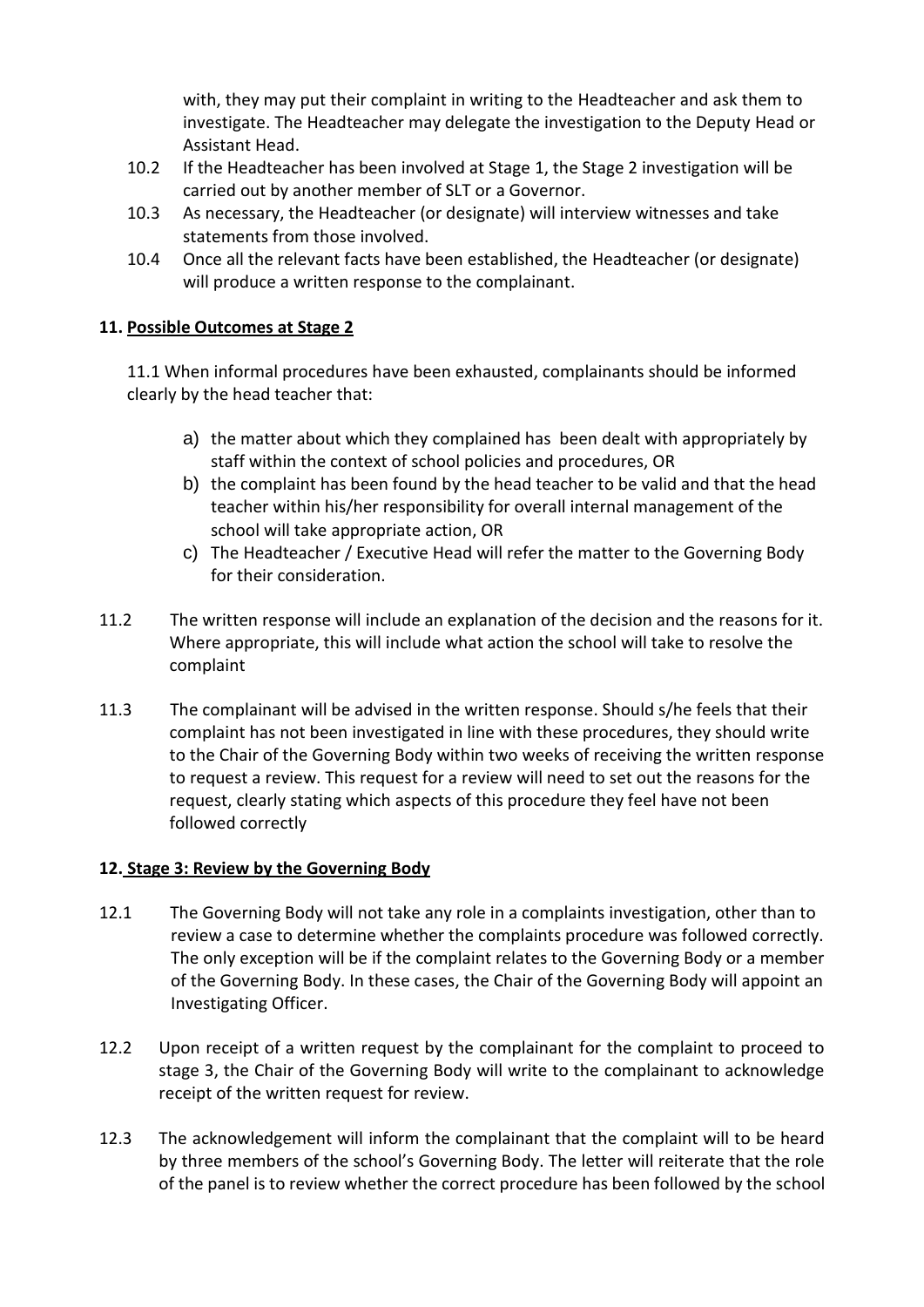with, they may put their complaint in writing to the Headteacher and ask them to investigate. The Headteacher may delegate the investigation to the Deputy Head or Assistant Head.

10.2 If the Headteacher has been involved at Stage 1, the Stage 2 investigation will be carried out by another member of SLT or a Governor.

10.3 As necessary, the Headteacher (or designate) will interview witnesses and take statements from those involved.

10.4 Once all the relevant facts have been established, the Headteacher (or designate) will produce a written response to the complainant.

## 11. Possible Outcomes at Stage 2

11.1 When informal procedures have been exhausted, complainants should be informed clearly by the head teacher that:

a) the matter about which they complained has been dealt with appropriately by staff within the context of school policies and procedures, OR
b) the complaint has been found by the head teacher to be valid and that the head teacher within his/her responsibility for overall internal management of the school will take appropriate action, OR
c) The Headteacher / Executive Head will refer the matter to the Governing Body for their consideration.

11.2 The written response will include an explanation of the decision and the reasons for it. Where appropriate, this will include what action the school will take to resolve the complaint

11.3 The complainant will be advised in the written response. Should s/he feels that their complaint has not been investigated in line with these procedures, they should write to the Chair of the Governing Body within two weeks of receiving the written response to request a review. This request for a review will need to set out the reasons for the request, clearly stating which aspects of this procedure they feel have not been followed correctly

## 12. Stage 3: Review by the Governing Body

12.1 The Governing Body will not take any role in a complaints investigation, other than to review a case to determine whether the complaints procedure was followed correctly. The only exception will be if the complaint relates to the Governing Body or a member of the Governing Body. In these cases, the Chair of the Governing Body will appoint an Investigating Officer.

12.2 Upon receipt of a written request by the complainant for the complaint to proceed to stage 3, the Chair of the Governing Body will write to the complainant to acknowledge receipt of the written request for review.

12.3 The acknowledgement will inform the complainant that the complaint will to be heard by three members of the school's Governing Body. The letter will reiterate that the role of the panel is to review whether the correct procedure has been followed by the school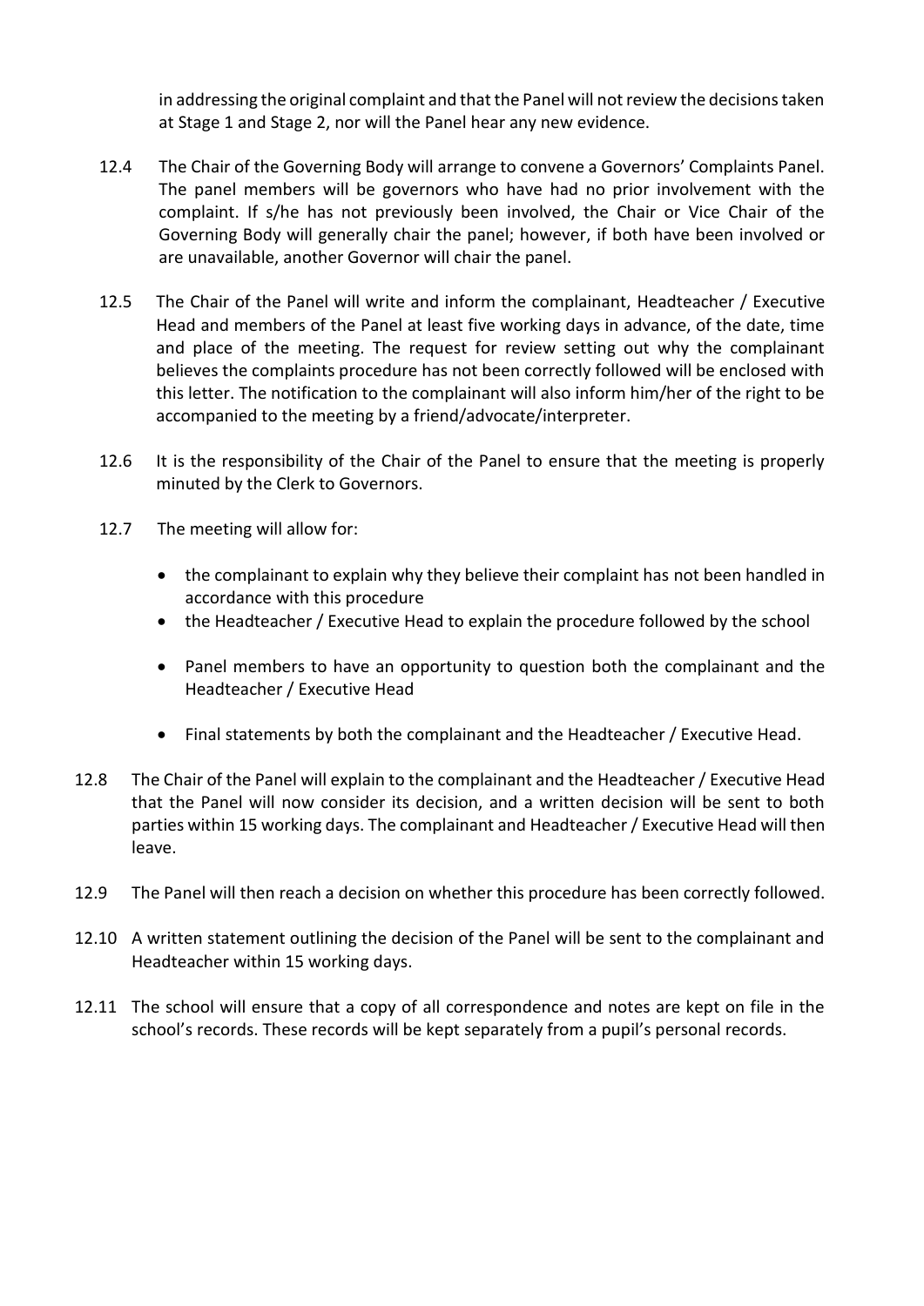in addressing the original complaint and that the Panel will not review the decisions taken at Stage 1 and Stage 2, nor will the Panel hear any new evidence.

12.4 The Chair of the Governing Body will arrange to convene a Governors' Complaints Panel. The panel members will be governors who have had no prior involvement with the complaint. If s/he has not previously been involved, the Chair or Vice Chair of the Governing Body will generally chair the panel; however, if both have been involved or are unavailable, another Governor will chair the panel.

12.5 The Chair of the Panel will write and inform the complainant, Headteacher / Executive Head and members of the Panel at least five working days in advance, of the date, time and place of the meeting. The request for review setting out why the complainant believes the complaints procedure has not been correctly followed will be enclosed with this letter. The notification to the complainant will also inform him/her of the right to be accompanied to the meeting by a friend/advocate/interpreter.

12.6 It is the responsibility of the Chair of the Panel to ensure that the meeting is properly minuted by the Clerk to Governors.

12.7 The meeting will allow for:

- the complainant to explain why they believe their complaint has not been handled in accordance with this procedure
- the Headteacher / Executive Head to explain the procedure followed by the school
- Panel members to have an opportunity to question both the complainant and the Headteacher / Executive Head
- Final statements by both the complainant and the Headteacher / Executive Head.

12.8 The Chair of the Panel will explain to the complainant and the Headteacher / Executive Head that the Panel will now consider its decision, and a written decision will be sent to both parties within 15 working days. The complainant and Headteacher / Executive Head will then leave.

12.9 The Panel will then reach a decision on whether this procedure has been correctly followed.

12.10 A written statement outlining the decision of the Panel will be sent to the complainant and Headteacher within 15 working days.

12.11 The school will ensure that a copy of all correspondence and notes are kept on file in the school's records. These records will be kept separately from a pupil's personal records.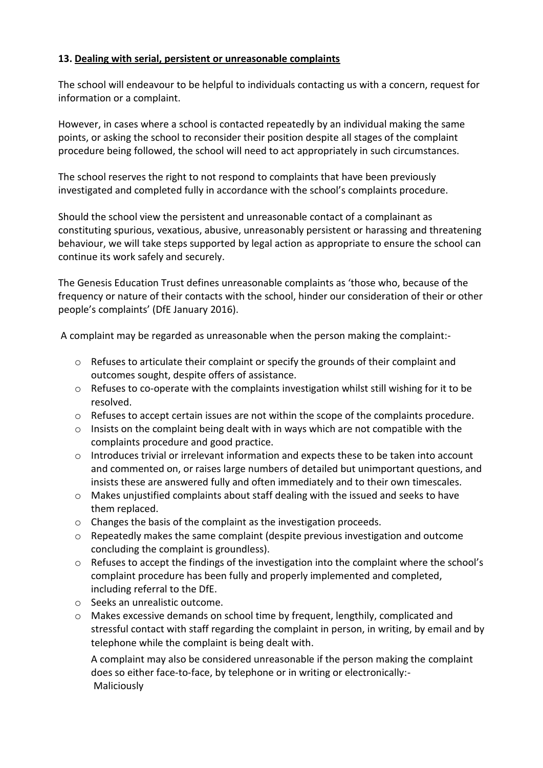**13. Dealing with serial, persistent or unreasonable complaints**

The school will endeavour to be helpful to individuals contacting us with a concern, request for information or a complaint.

However, in cases where a school is contacted repeatedly by an individual making the same points, or asking the school to reconsider their position despite all stages of the complaint procedure being followed, the school will need to act appropriately in such circumstances.

The school reserves the right to not respond to complaints that have been previously investigated and completed fully in accordance with the school's complaints procedure.

Should the school view the persistent and unreasonable contact of a complainant as constituting spurious, vexatious, abusive, unreasonably persistent or harassing and threatening behaviour, we will take steps supported by legal action as appropriate to ensure the school can continue its work safely and securely.

The Genesis Education Trust defines unreasonable complaints as 'those who, because of the frequency or nature of their contacts with the school, hinder our consideration of their or other people's complaints' (DfE January 2016).

A complaint may be regarded as unreasonable when the person making the complaint:-

- Refuses to articulate their complaint or specify the grounds of their complaint and outcomes sought, despite offers of assistance.
- Refuses to co-operate with the complaints investigation whilst still wishing for it to be resolved.
- Refuses to accept certain issues are not within the scope of the complaints procedure.
- Insists on the complaint being dealt with in ways which are not compatible with the complaints procedure and good practice.
- Introduces trivial or irrelevant information and expects these to be taken into account and commented on, or raises large numbers of detailed but unimportant questions, and insists these are answered fully and often immediately and to their own timescales.
- Makes unjustified complaints about staff dealing with the issued and seeks to have them replaced.
- Changes the basis of the complaint as the investigation proceeds.
- Repeatedly makes the same complaint (despite previous investigation and outcome concluding the complaint is groundless).
- Refuses to accept the findings of the investigation into the complaint where the school's complaint procedure has been fully and properly implemented and completed, including referral to the DfE.
- Seeks an unrealistic outcome.
- Makes excessive demands on school time by frequent, lengthily, complicated and stressful contact with staff regarding the complaint in person, in writing, by email and by telephone while the complaint is being dealt with.

A complaint may also be considered unreasonable if the person making the complaint does so either face-to-face, by telephone or in writing or electronically:-

Maliciously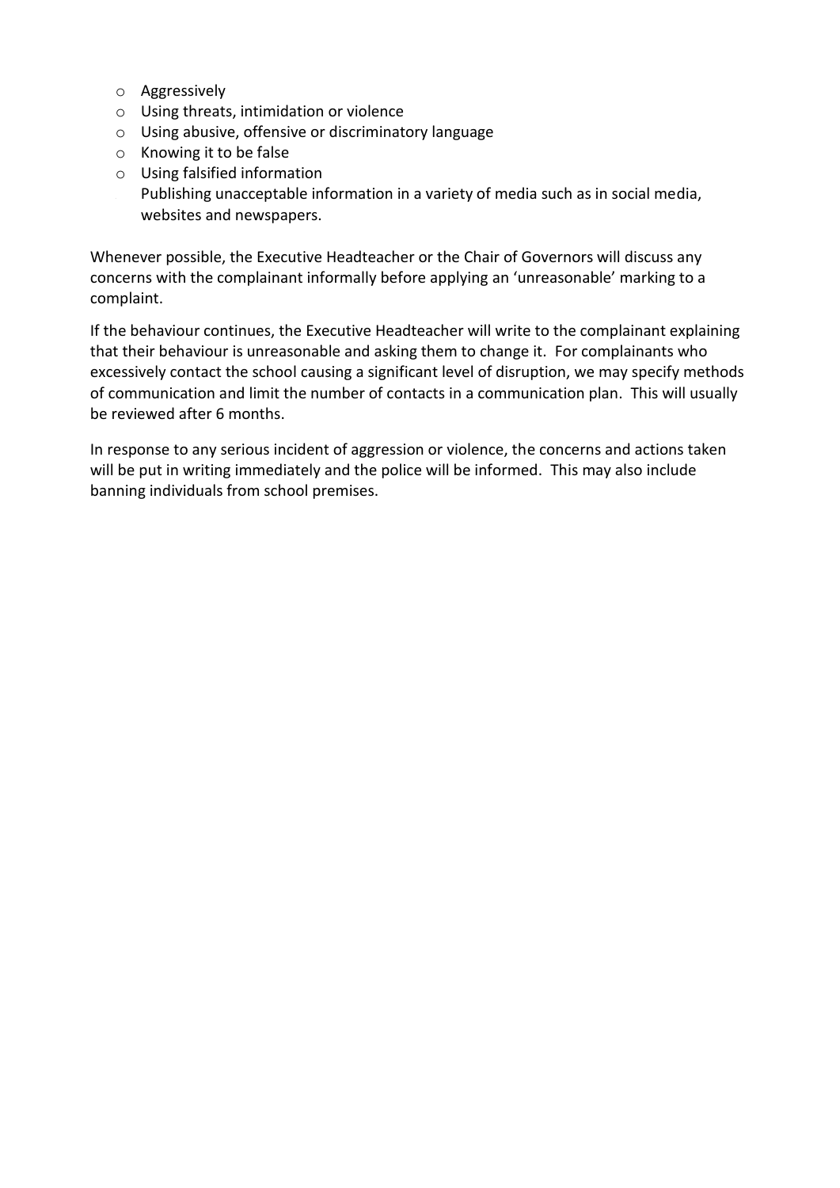- Aggressively
- Using threats, intimidation or violence
- Using abusive, offensive or discriminatory language
- Knowing it to be false
- Using falsified information
- Publishing unacceptable information in a variety of media such as in social media, websites and newspapers.

Whenever possible, the Executive Headteacher or the Chair of Governors will discuss any concerns with the complainant informally before applying an 'unreasonable' marking to a complaint.

If the behaviour continues, the Executive Headteacher will write to the complainant explaining that their behaviour is unreasonable and asking them to change it. For complainants who excessively contact the school causing a significant level of disruption, we may specify methods of communication and limit the number of contacts in a communication plan. This will usually be reviewed after 6 months.

In response to any serious incident of aggression or violence, the concerns and actions taken will be put in writing immediately and the police will be informed. This may also include banning individuals from school premises.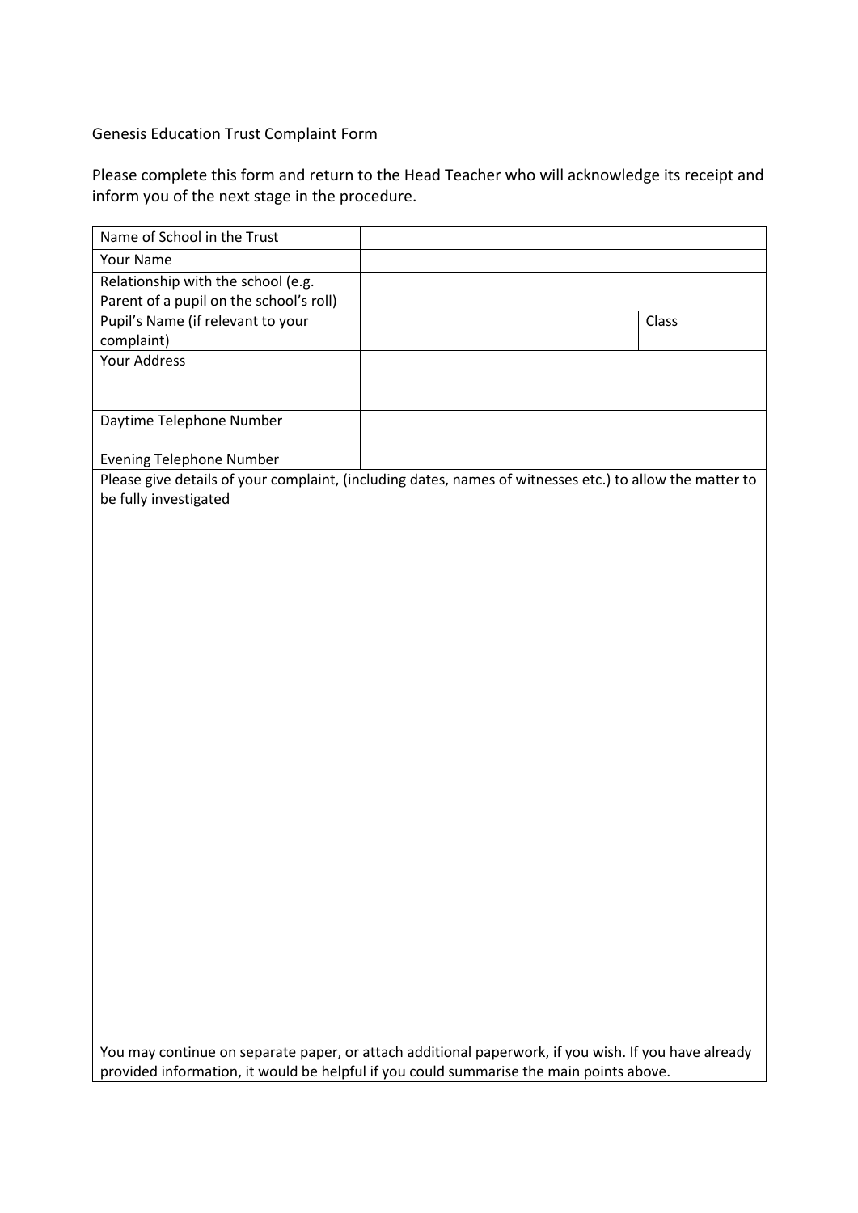Genesis Education Trust Complaint Form

Please complete this form and return to the Head Teacher who will acknowledge its receipt and inform you of the next stage in the procedure.

| Name of School in the Trust | | |
|---|---|---|
| Your Name | | |
| Relationship with the school (e.g. Parent of a pupil on the school's roll) | | |
| Pupil's Name (if relevant to your complaint) | | Class |
| Your Address | | |
| Daytime Telephone Number<br><br>Evening Telephone Number | | |

Please give details of your complaint, (including dates, names of witnesses etc.) to allow the matter to be fully investigated

You may continue on separate paper, or attach additional paperwork, if you wish. If you have already provided information, it would be helpful if you could summarise the main points above.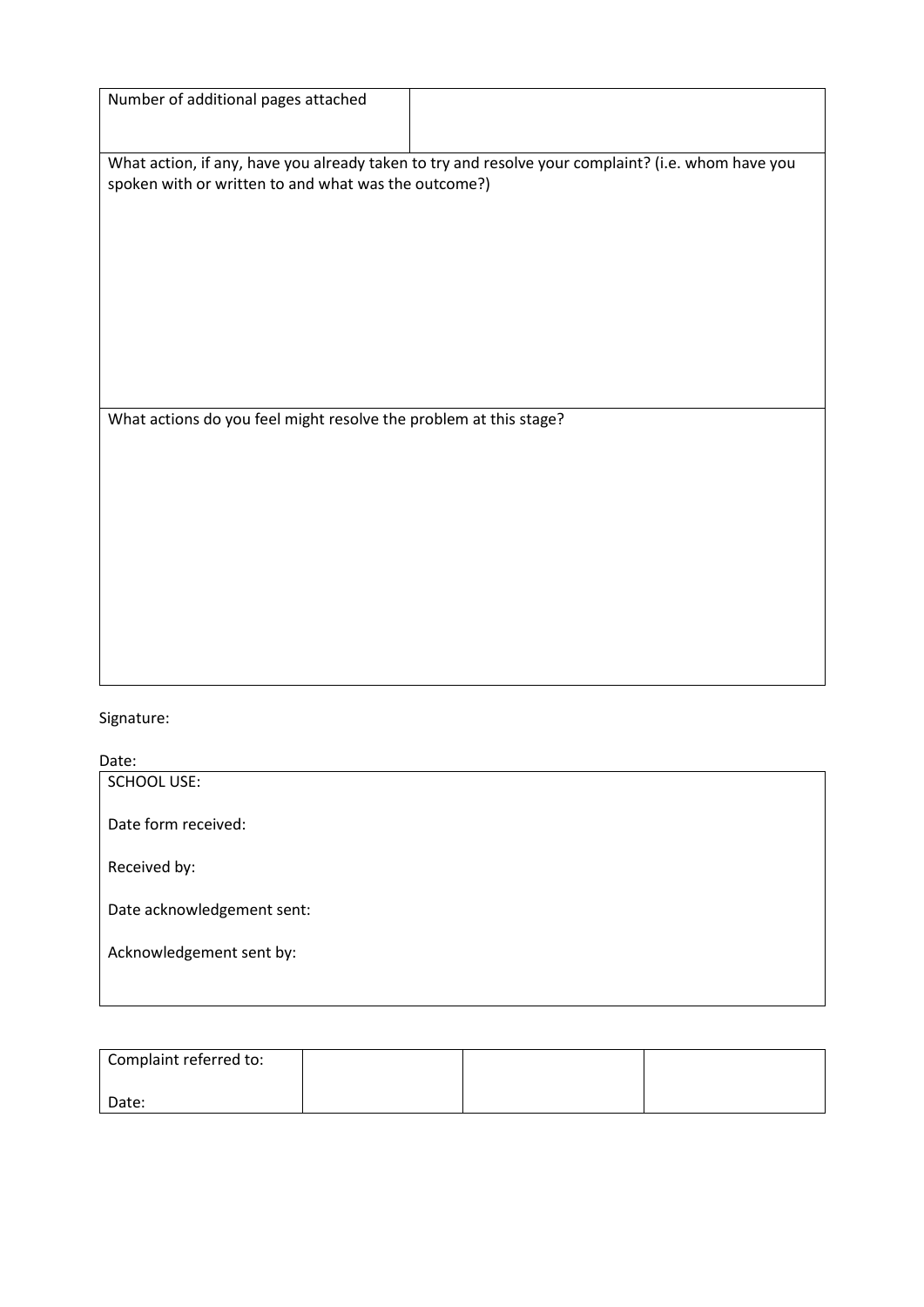| Number of additional pages attached | |
|---|---|

What action, if any, have you already taken to try and resolve your complaint? (i.e. whom have you spoken with or written to and what was the outcome?)

What actions do you feel might resolve the problem at this stage?

Signature:

Date:

SCHOOL USE:

Date form received:

Received by:

Date acknowledgement sent:

Acknowledgement sent by:

| Complaint referred to:<br><br>Date: | | | |
|---|---|---|---|